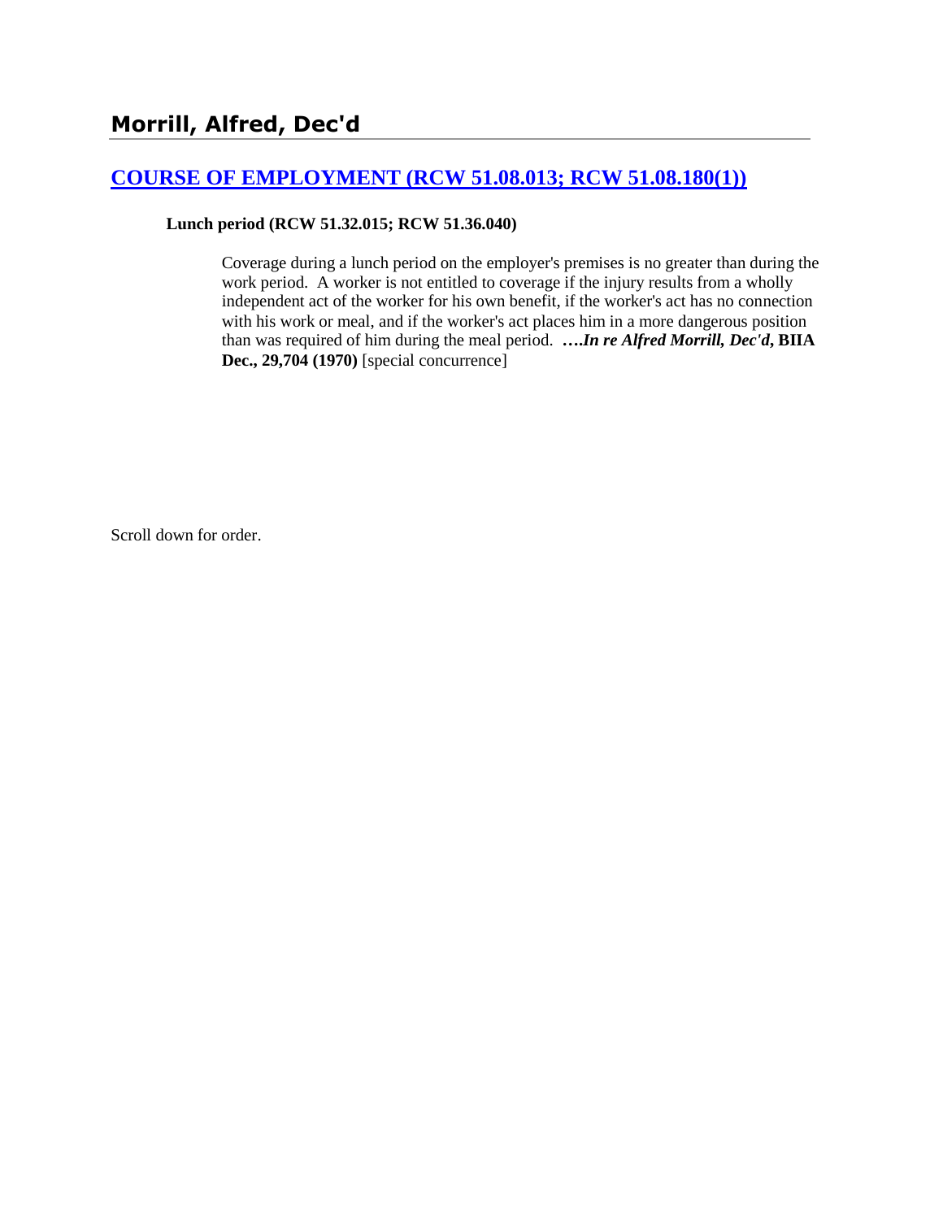# Morrill, Alfred, Dec'd

## COURSE OF EMPLOYMENT (RCW 51.08.013; RCW 51.08.180(1))

**Lunch period (RCW 51.32.015; RCW 51.36.040)**

> Coverage during a lunch period on the employer's premises is no greater than during the work period. A worker is not entitled to coverage if the injury results from a wholly independent act of the worker for his own benefit, if the worker's act has no connection with his work or meal, and if the worker's act places him in a more dangerous position than was required of him during the meal period. ***….In re Alfred Morrill, Dec'd*, BIIA Dec., 29,704 (1970)** [special concurrence]

Scroll down for order.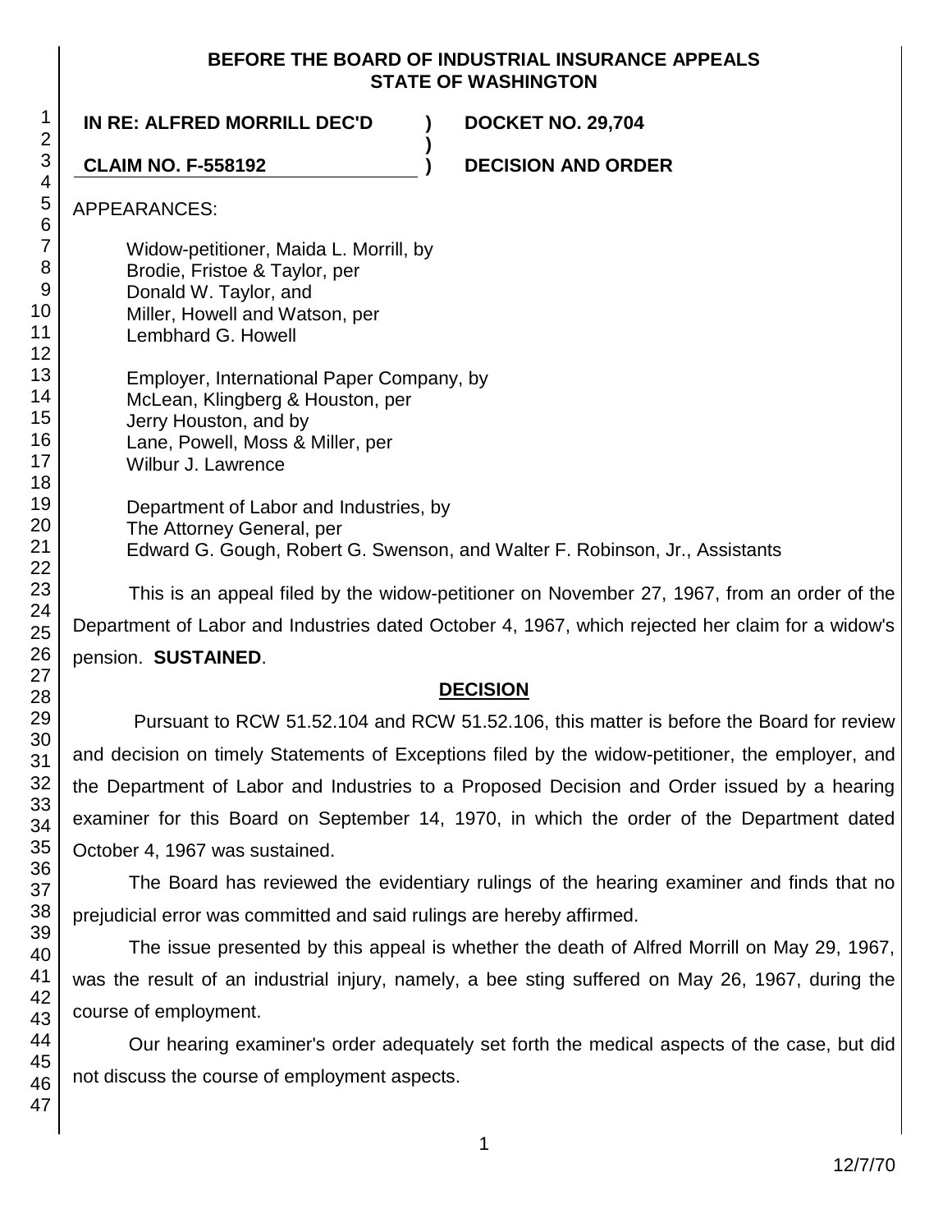**BEFORE THE BOARD OF INDUSTRIAL INSURANCE APPEALS**
**STATE OF WASHINGTON**

| | | |
|---|---|---|
| **IN RE: ALFRED MORRILL DEC'D** | **)** | **DOCKET NO. 29,704** |
| | **)** | |
| **CLAIM NO. F-558192** | **)** | **DECISION AND ORDER** |

APPEARANCES:

Widow-petitioner, Maida L. Morrill, by
Brodie, Fristoe & Taylor, per
Donald W. Taylor, and
Miller, Howell and Watson, per
Lembhard G. Howell

Employer, International Paper Company, by
McLean, Klingberg & Houston, per
Jerry Houston, and by
Lane, Powell, Moss & Miller, per
Wilbur J. Lawrence

Department of Labor and Industries, by
The Attorney General, per
Edward G. Gough, Robert G. Swenson, and Walter F. Robinson, Jr., Assistants

This is an appeal filed by the widow-petitioner on November 27, 1967, from an order of the Department of Labor and Industries dated October 4, 1967, which rejected her claim for a widow's pension. **SUSTAINED**.

## DECISION

Pursuant to RCW 51.52.104 and RCW 51.52.106, this matter is before the Board for review and decision on timely Statements of Exceptions filed by the widow-petitioner, the employer, and the Department of Labor and Industries to a Proposed Decision and Order issued by a hearing examiner for this Board on September 14, 1970, in which the order of the Department dated October 4, 1967 was sustained.

The Board has reviewed the evidentiary rulings of the hearing examiner and finds that no prejudicial error was committed and said rulings are hereby affirmed.

The issue presented by this appeal is whether the death of Alfred Morrill on May 29, 1967, was the result of an industrial injury, namely, a bee sting suffered on May 26, 1967, during the course of employment.

Our hearing examiner's order adequately set forth the medical aspects of the case, but did not discuss the course of employment aspects.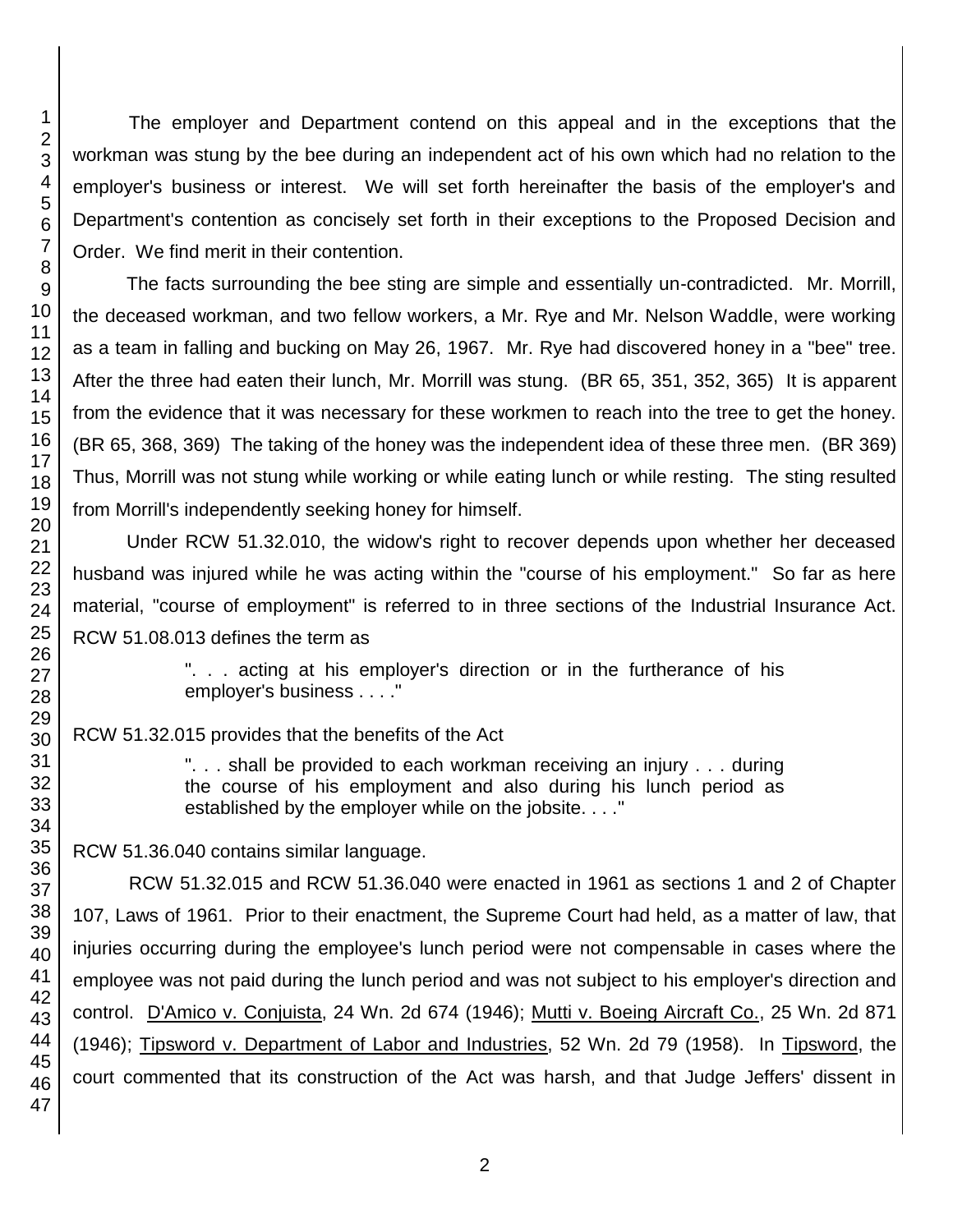The employer and Department contend on this appeal and in the exceptions that the workman was stung by the bee during an independent act of his own which had no relation to the employer's business or interest. We will set forth hereinafter the basis of the employer's and Department's contention as concisely set forth in their exceptions to the Proposed Decision and Order. We find merit in their contention.

The facts surrounding the bee sting are simple and essentially un-contradicted. Mr. Morrill, the deceased workman, and two fellow workers, a Mr. Rye and Mr. Nelson Waddle, were working as a team in falling and bucking on May 26, 1967. Mr. Rye had discovered honey in a "bee" tree. After the three had eaten their lunch, Mr. Morrill was stung. (BR 65, 351, 352, 365) It is apparent from the evidence that it was necessary for these workmen to reach into the tree to get the honey. (BR 65, 368, 369) The taking of the honey was the independent idea of these three men. (BR 369) Thus, Morrill was not stung while working or while eating lunch or while resting. The sting resulted from Morrill's independently seeking honey for himself.

Under RCW 51.32.010, the widow's right to recover depends upon whether her deceased husband was injured while he was acting within the "course of his employment." So far as here material, "course of employment" is referred to in three sections of the Industrial Insurance Act. RCW 51.08.013 defines the term as

> ". . . acting at his employer's direction or in the furtherance of his employer's business . . . ."

RCW 51.32.015 provides that the benefits of the Act

> ". . . shall be provided to each workman receiving an injury . . . during the course of his employment and also during his lunch period as established by the employer while on the jobsite. . . ."

RCW 51.36.040 contains similar language.

RCW 51.32.015 and RCW 51.36.040 were enacted in 1961 as sections 1 and 2 of Chapter 107, Laws of 1961. Prior to their enactment, the Supreme Court had held, as a matter of law, that injuries occurring during the employee's lunch period were not compensable in cases where the employee was not paid during the lunch period and was not subject to his employer's direction and control. D'Amico v. Conjuista, 24 Wn. 2d 674 (1946); Mutti v. Boeing Aircraft Co., 25 Wn. 2d 871 (1946); Tipsword v. Department of Labor and Industries, 52 Wn. 2d 79 (1958). In Tipsword, the court commented that its construction of the Act was harsh, and that Judge Jeffers' dissent in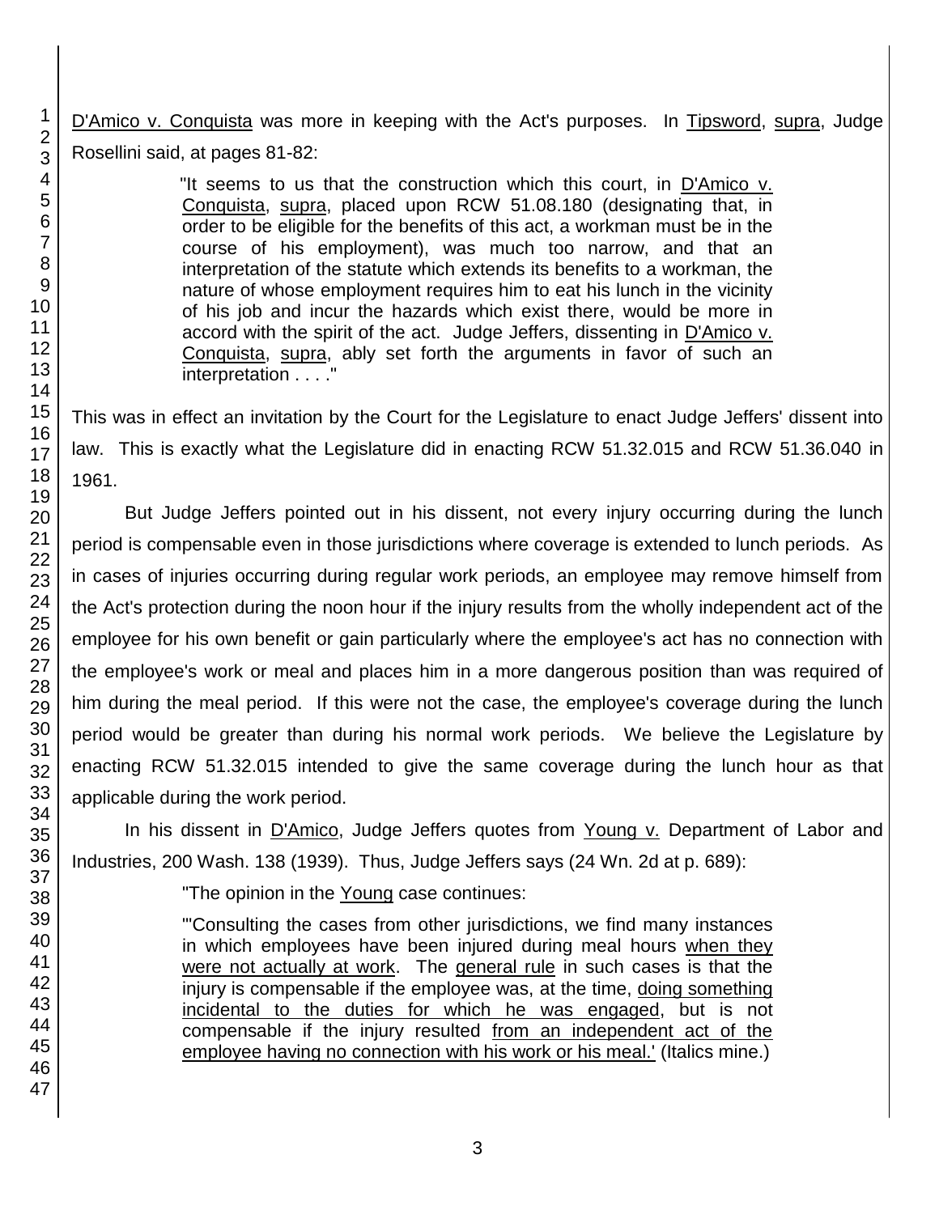D'Amico v. Conquista was more in keeping with the Act's purposes. In Tipsword, supra, Judge Rosellini said, at pages 81-82:

> "It seems to us that the construction which this court, in D'Amico v. Conquista, supra, placed upon RCW 51.08.180 (designating that, in order to be eligible for the benefits of this act, a workman must be in the course of his employment), was much too narrow, and that an interpretation of the statute which extends its benefits to a workman, the nature of whose employment requires him to eat his lunch in the vicinity of his job and incur the hazards which exist there, would be more in accord with the spirit of the act. Judge Jeffers, dissenting in D'Amico v. Conquista, supra, ably set forth the arguments in favor of such an interpretation . . . ."

This was in effect an invitation by the Court for the Legislature to enact Judge Jeffers' dissent into law. This is exactly what the Legislature did in enacting RCW 51.32.015 and RCW 51.36.040 in 1961.

But Judge Jeffers pointed out in his dissent, not every injury occurring during the lunch period is compensable even in those jurisdictions where coverage is extended to lunch periods. As in cases of injuries occurring during regular work periods, an employee may remove himself from the Act's protection during the noon hour if the injury results from the wholly independent act of the employee for his own benefit or gain particularly where the employee's act has no connection with the employee's work or meal and places him in a more dangerous position than was required of him during the meal period. If this were not the case, the employee's coverage during the lunch period would be greater than during his normal work periods. We believe the Legislature by enacting RCW 51.32.015 intended to give the same coverage during the lunch hour as that applicable during the work period.

In his dissent in D'Amico, Judge Jeffers quotes from Young v. Department of Labor and Industries, 200 Wash. 138 (1939). Thus, Judge Jeffers says (24 Wn. 2d at p. 689):

> "The opinion in the Young case continues:
>
> "'Consulting the cases from other jurisdictions, we find many instances in which employees have been injured during meal hours *when they were not actually at work*. The *general rule* in such cases is that the injury is compensable if the employee was, at the time, *doing something incidental to the duties for which he was engaged*, but is not compensable if the injury resulted *from an independent act of the employee having no connection with his work or his meal.'* (Italics mine.)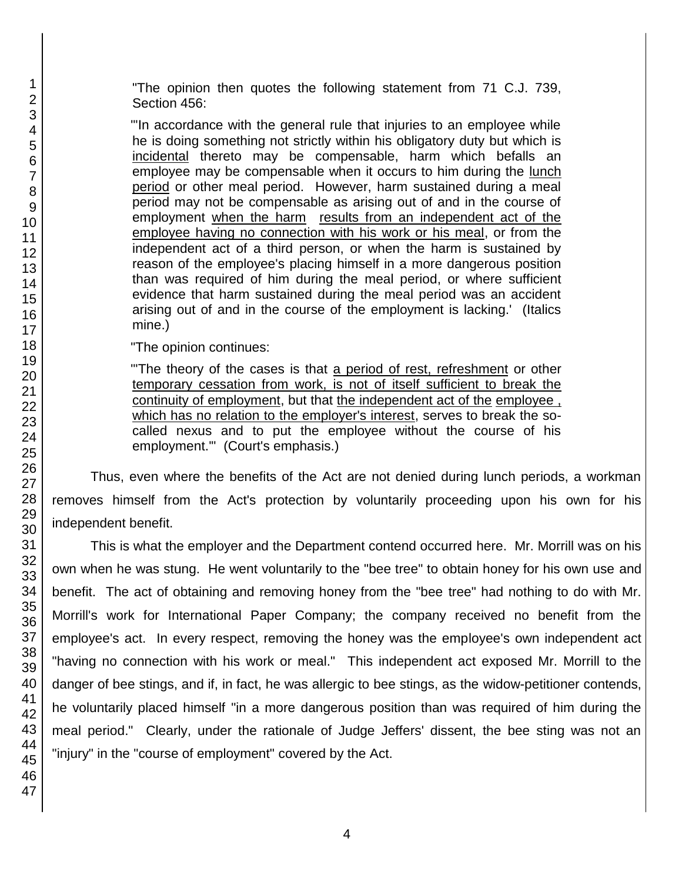> "The opinion then quotes the following statement from 71 C.J. 739, Section 456:
>
> "'In accordance with the general rule that injuries to an employee while he is doing something not strictly within his obligatory duty but which is incidental thereto may be compensable, harm which befalls an employee may be compensable when it occurs to him during the lunch period or other meal period. However, harm sustained during a meal period may not be compensable as arising out of and in the course of employment when the harm results from an independent act of the employee having no connection with his work or his meal, or from the independent act of a third person, or when the harm is sustained by reason of the employee's placing himself in a more dangerous position than was required of him during the meal period, or where sufficient evidence that harm sustained during the meal period was an accident arising out of and in the course of the employment is lacking.' (Italics mine.)
>
> "The opinion continues:
>
> "'The theory of the cases is that a period of rest, refreshment or other temporary cessation from work, is not of itself sufficient to break the continuity of employment, but that the independent act of the employee , which has no relation to the employer's interest, serves to break the so-called nexus and to put the employee without the course of his employment.'" (Court's emphasis.)

Thus, even where the benefits of the Act are not denied during lunch periods, a workman removes himself from the Act's protection by voluntarily proceeding upon his own for his independent benefit.

This is what the employer and the Department contend occurred here. Mr. Morrill was on his own when he was stung. He went voluntarily to the "bee tree" to obtain honey for his own use and benefit. The act of obtaining and removing honey from the "bee tree" had nothing to do with Mr. Morrill's work for International Paper Company; the company received no benefit from the employee's act. In every respect, removing the honey was the employee's own independent act "having no connection with his work or meal." This independent act exposed Mr. Morrill to the danger of bee stings, and if, in fact, he was allergic to bee stings, as the widow-petitioner contends, he voluntarily placed himself "in a more dangerous position than was required of him during the meal period." Clearly, under the rationale of Judge Jeffers' dissent, the bee sting was not an "injury" in the "course of employment" covered by the Act.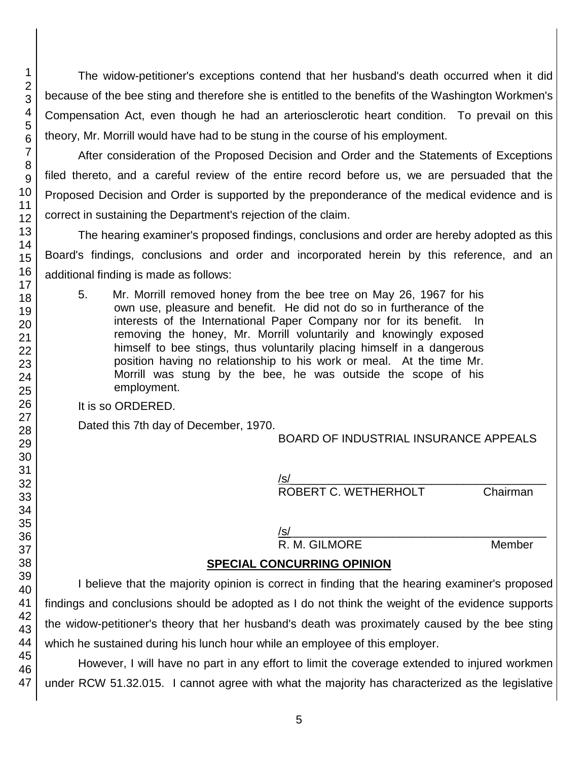The widow-petitioner's exceptions contend that her husband's death occurred when it did because of the bee sting and therefore she is entitled to the benefits of the Washington Workmen's Compensation Act, even though he had an arteriosclerotic heart condition. To prevail on this theory, Mr. Morrill would have had to be stung in the course of his employment.

After consideration of the Proposed Decision and Order and the Statements of Exceptions filed thereto, and a careful review of the entire record before us, we are persuaded that the Proposed Decision and Order is supported by the preponderance of the medical evidence and is correct in sustaining the Department's rejection of the claim.

The hearing examiner's proposed findings, conclusions and order are hereby adopted as this Board's findings, conclusions and order and incorporated herein by this reference, and an additional finding is made as follows:

> 5. Mr. Morrill removed honey from the bee tree on May 26, 1967 for his own use, pleasure and benefit. He did not do so in furtherance of the interests of the International Paper Company nor for its benefit. In removing the honey, Mr. Morrill voluntarily and knowingly exposed himself to bee stings, thus voluntarily placing himself in a dangerous position having no relationship to his work or meal. At the time Mr. Morrill was stung by the bee, he was outside the scope of his employment.

It is so ORDERED.

Dated this 7th day of December, 1970.

BOARD OF INDUSTRIAL INSURANCE APPEALS

/s/
ROBERT C. WETHERHOLT Chairman

/s/
R. M. GILMORE Member

## SPECIAL CONCURRING OPINION

I believe that the majority opinion is correct in finding that the hearing examiner's proposed findings and conclusions should be adopted as I do not think the weight of the evidence supports the widow-petitioner's theory that her husband's death was proximately caused by the bee sting which he sustained during his lunch hour while an employee of this employer.

However, I will have no part in any effort to limit the coverage extended to injured workmen under RCW 51.32.015. I cannot agree with what the majority has characterized as the legislative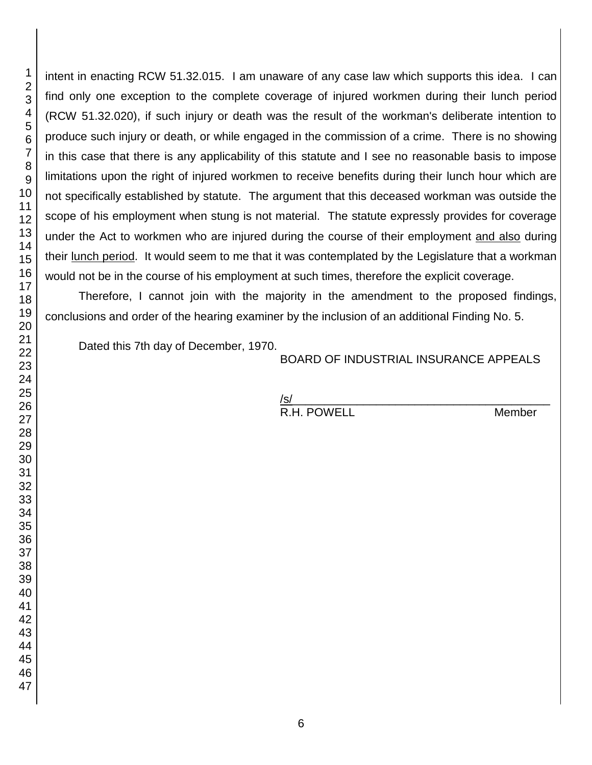intent in enacting RCW 51.32.015. I am unaware of any case law which supports this idea. I can find only one exception to the complete coverage of injured workmen during their lunch period (RCW 51.32.020), if such injury or death was the result of the workman's deliberate intention to produce such injury or death, or while engaged in the commission of a crime. There is no showing in this case that there is any applicability of this statute and I see no reasonable basis to impose limitations upon the right of injured workmen to receive benefits during their lunch hour which are not specifically established by statute. The argument that this deceased workman was outside the scope of his employment when stung is not material. The statute expressly provides for coverage under the Act to workmen who are injured during the course of their employment <u>and also</u> during their <u>lunch period</u>. It would seem to me that it was contemplated by the Legislature that a workman would not be in the course of his employment at such times, therefore the explicit coverage.

Therefore, I cannot join with the majority in the amendment to the proposed findings, conclusions and order of the hearing examiner by the inclusion of an additional Finding No. 5.

Dated this 7th day of December, 1970.

BOARD OF INDUSTRIAL INSURANCE APPEALS

/s/________________________________________
R.H. POWELL Member